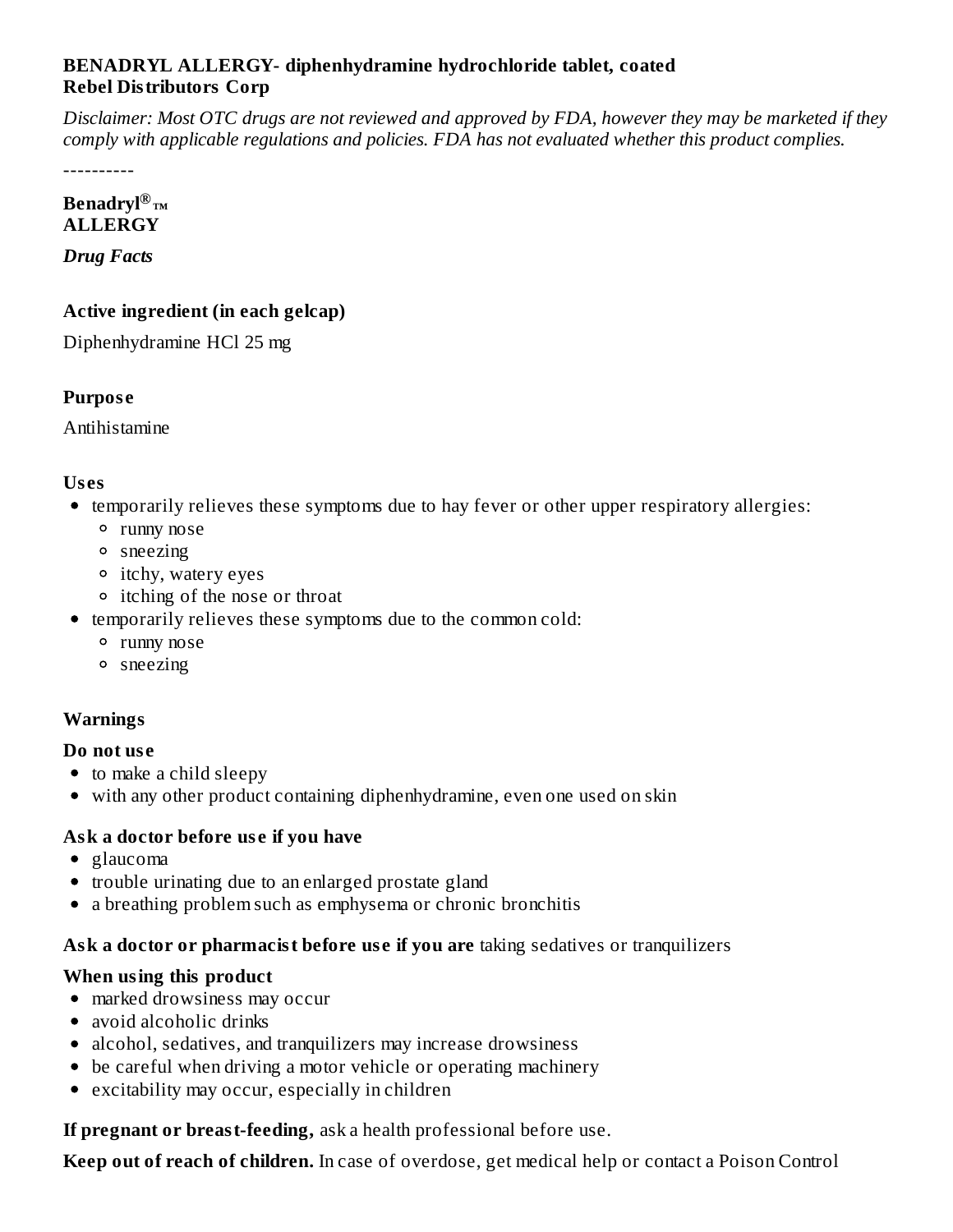**BENADRYL ALLERGY- diphenhydramine hydrochloride tablet, coated**
**Rebel Distributors Corp**

*Disclaimer: Most OTC drugs are not reviewed and approved by FDA, however they may be marketed if they comply with applicable regulations and policies. FDA has not evaluated whether this product complies.*

----------

**Benadryl® ™**
**ALLERGY**

***Drug Facts***

**Active ingredient (in each gelcap)**

Diphenhydramine HCl 25 mg

**Purpose**

Antihistamine

**Uses**

- temporarily relieves these symptoms due to hay fever or other upper respiratory allergies:
  - runny nose
  - sneezing
  - itchy, watery eyes
  - itching of the nose or throat
- temporarily relieves these symptoms due to the common cold:
  - runny nose
  - sneezing

**Warnings**

**Do not use**

- to make a child sleepy
- with any other product containing diphenhydramine, even one used on skin

**Ask a doctor before use if you have**

- glaucoma
- trouble urinating due to an enlarged prostate gland
- a breathing problem such as emphysema or chronic bronchitis

**Ask a doctor or pharmacist before use if you are** taking sedatives or tranquilizers

**When using this product**

- marked drowsiness may occur
- avoid alcoholic drinks
- alcohol, sedatives, and tranquilizers may increase drowsiness
- be careful when driving a motor vehicle or operating machinery
- excitability may occur, especially in children

**If pregnant or breast-feeding,** ask a health professional before use.

**Keep out of reach of children.** In case of overdose, get medical help or contact a Poison Control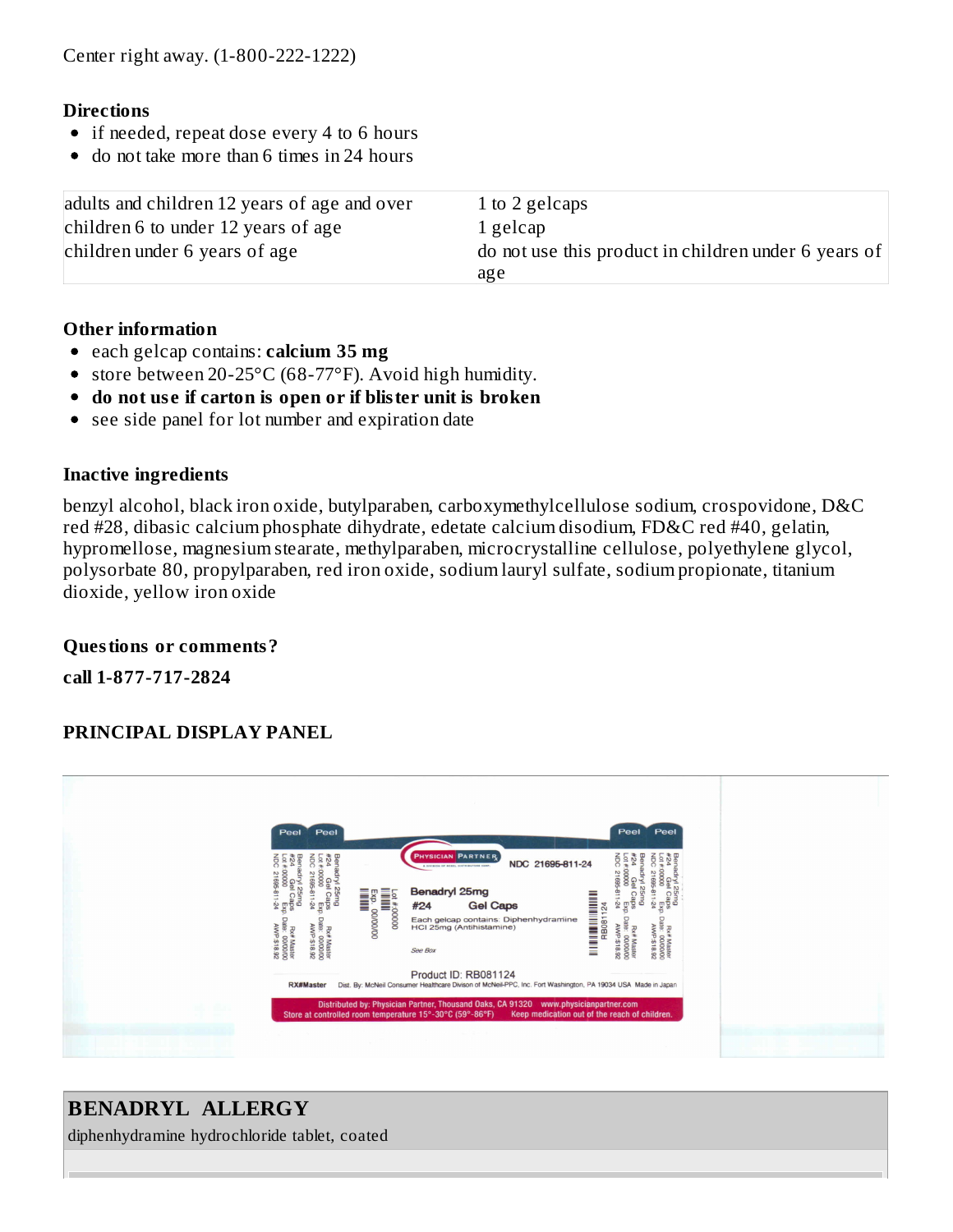Center right away. (1-800-222-1222)

**Directions**

- if needed, repeat dose every 4 to 6 hours
- do not take more than 6 times in 24 hours

| | |
|---|---|
| adults and children 12 years of age and over | 1 to 2 gelcaps |
| children 6 to under 12 years of age | 1 gelcap |
| children under 6 years of age | do not use this product in children under 6 years of age |

**Other information**

- each gelcap contains: **calcium 35 mg**
- store between 20-25°C (68-77°F). Avoid high humidity.
- **do not use if carton is open or if blister unit is broken**
- see side panel for lot number and expiration date

**Inactive ingredients**

benzyl alcohol, black iron oxide, butylparaben, carboxymethylcellulose sodium, crospovidone, D&C red #28, dibasic calcium phosphate dihydrate, edetate calcium disodium, FD&C red #40, gelatin, hypromellose, magnesium stearate, methylparaben, microcrystalline cellulose, polyethylene glycol, polysorbate 80, propylparaben, red iron oxide, sodium lauryl sulfate, sodium propionate, titanium dioxide, yellow iron oxide

**Questions or comments?**

**call 1-877-717-2824**

**PRINCIPAL DISPLAY PANEL**

Peel Peel Peel Peel

PHYSICIAN PARTNER

NDC 21695-811-24

Benadryl 25mg
#24 Gel Caps

Each gelcap contains: Diphenhydramine HCl 25mg (Antihistamine)

See Box

Lot #00000
Exp. 00/00/00

Benadryl 25mg #24 Gel Caps NDC 21695-811-24 Lot #00000 Exp. Date: 00/00/00 Rx#Master AWP-$18.92

RB081124

Product ID: RB081124

RX#Master Dist. By: McNeil Consumer Healthcare Divison of McNeil-PPC, Inc. Fort Washington, PA 19034 USA Made in Japan

Distributed by: Physician Partner, Thousand Oaks, CA 91320 www.physicianpartner.com
Store at controlled room temperature 15°-30°C (59°-86°F) Keep medication out of the reach of children.

## BENADRYL ALLERGY

diphenhydramine hydrochloride tablet, coated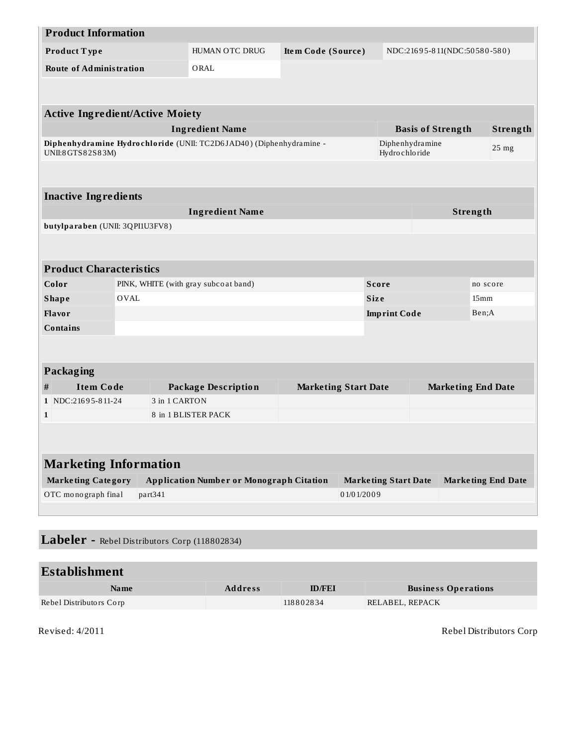| Product Information | | | |
|---|---|---|---|
| **Product Type** | HUMAN OTC DRUG | **Item Code (Source)** | NDC:21695-811(NDC:50580-580) |
| **Route of Administration** | ORAL | | |

| Active Ingredient/Active Moiety | | |
|---|---|---|
| **Ingredient Name** | **Basis of Strength** | **Strength** |
| **Diphenhydramine Hydrochloride** (UNII: TC2D6JAD40) (Diphenhydramine - UNII:8GTS82S83M) | Diphenhydramine Hydrochloride | 25 mg |

| Inactive Ingredients | |
|---|---|
| **Ingredient Name** | **Strength** |
| **butylparaben** (UNII: 3QPI1U3FV8) | |

| Product Characteristics | | | |
|---|---|---|---|
| **Color** | PINK, WHITE (with gray subcoat band) | **Score** | no score |
| **Shape** | OVAL | **Size** | 15mm |
| **Flavor** | | **Imprint Code** | Ben;A |
| **Contains** | | | |

| Packaging | | | | |
|---|---|---|---|---|
| **#** | **Item Code** | **Package Description** | **Marketing Start Date** | **Marketing End Date** |
| 1 | NDC:21695-811-24 | 3 in 1 CARTON | | |
| 1 | | 8 in 1 BLISTER PACK | | |

| Marketing Information | | | |
|---|---|---|---|
| **Marketing Category** | **Application Number or Monograph Citation** | **Marketing Start Date** | **Marketing End Date** |
| OTC monograph final | part341 | 01/01/2009 | |

## Labeler - Rebel Distributors Corp (118802834)

| Establishment | | | |
|---|---|---|---|
| **Name** | **Address** | **ID/FEI** | **Business Operations** |
| Rebel Distributors Corp | | 118802834 | RELABEL, REPACK |

Revised: 4/2011

Rebel Distributors Corp